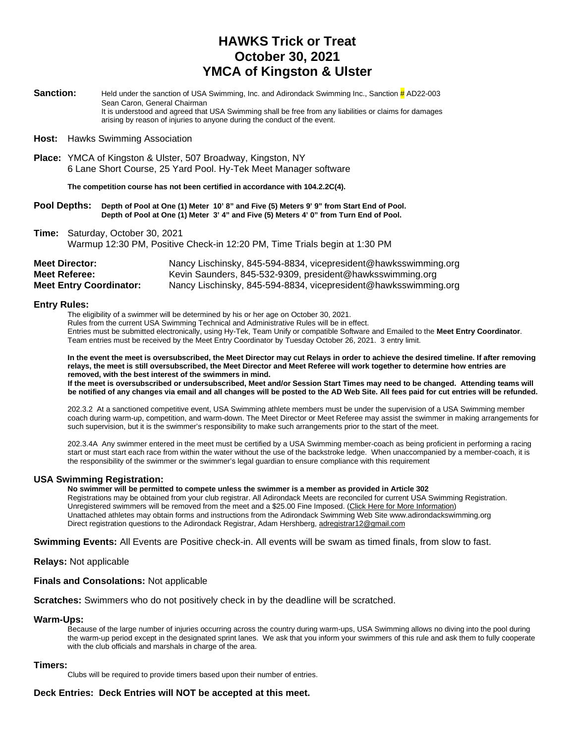# HAWKS Trick or Treat
# October 30, 2021
# YMCA of Kingston & Ulster

**Sanction:** Held under the sanction of USA Swimming, Inc. and Adirondack Swimming Inc., Sanction # AD22-003
Sean Caron, General Chairman
It is understood and agreed that USA Swimming shall be free from any liabilities or claims for damages arising by reason of injuries to anyone during the conduct of the event.

**Host:** Hawks Swimming Association

**Place:** YMCA of Kingston & Ulster, 507 Broadway, Kingston, NY
6 Lane Short Course, 25 Yard Pool. Hy-Tek Meet Manager software

**The competition course has not been certified in accordance with 104.2.2C(4).**

**Pool Depths:** **Depth of Pool at One (1) Meter 10' 8" and Five (5) Meters 9' 9" from Start End of Pool.**
**Depth of Pool at One (1) Meter 3' 4" and Five (5) Meters 4' 0" from Turn End of Pool.**

**Time:** Saturday, October 30, 2021
Warmup 12:30 PM, Positive Check-in 12:20 PM, Time Trials begin at 1:30 PM

**Meet Director:** Nancy Lischinsky, 845-594-8834, vicepresident@hawksswimming.org
**Meet Referee:** Kevin Saunders, 845-532-9309, president@hawksswimming.org
**Meet Entry Coordinator:** Nancy Lischinsky, 845-594-8834, vicepresident@hawksswimming.org

## Entry Rules:

The eligibility of a swimmer will be determined by his or her age on October 30, 2021.
Rules from the current USA Swimming Technical and Administrative Rules will be in effect.
Entries must be submitted electronically, using Hy-Tek, Team Unify or compatible Software and Emailed to the **Meet Entry Coordinator**.
Team entries must be received by the Meet Entry Coordinator by Tuesday October 26, 2021. 3 entry limit.

**In the event the meet is oversubscribed, the Meet Director may cut Relays in order to achieve the desired timeline. If after removing relays, the meet is still oversubscribed, the Meet Director and Meet Referee will work together to determine how entries are removed, with the best interest of the swimmers in mind.**
**If the meet is oversubscribed or undersubscribed, Meet and/or Session Start Times may need to be changed. Attending teams will be notified of any changes via email and all changes will be posted to the AD Web Site. All fees paid for cut entries will be refunded.**

202.3.2 At a sanctioned competitive event, USA Swimming athlete members must be under the supervision of a USA Swimming member coach during warm-up, competition, and warm-down. The Meet Director or Meet Referee may assist the swimmer in making arrangements for such supervision, but it is the swimmer's responsibility to make such arrangements prior to the start of the meet.

202.3.4A Any swimmer entered in the meet must be certified by a USA Swimming member-coach as being proficient in performing a racing start or must start each race from within the water without the use of the backstroke ledge. When unaccompanied by a member-coach, it is the responsibility of the swimmer or the swimmer's legal guardian to ensure compliance with this requirement

## USA Swimming Registration:

**No swimmer will be permitted to compete unless the swimmer is a member as provided in Article 302**
Registrations may be obtained from your club registrar. All Adirondack Meets are reconciled for current USA Swimming Registration.
Unregistered swimmers will be removed from the meet and a $25.00 Fine Imposed. (Click Here for More Information)
Unattached athletes may obtain forms and instructions from the Adirondack Swimming Web Site www.adirondackswimming.org
Direct registration questions to the Adirondack Registrar, Adam Hershberg, adregistrar12@gmail.com

**Swimming Events:** All Events are Positive check-in. All events will be swam as timed finals, from slow to fast.

**Relays:** Not applicable

**Finals and Consolations:** Not applicable

**Scratches:** Swimmers who do not positively check in by the deadline will be scratched.

## Warm-Ups:

Because of the large number of injuries occurring across the country during warm-ups, USA Swimming allows no diving into the pool during the warm-up period except in the designated sprint lanes. We ask that you inform your swimmers of this rule and ask them to fully cooperate with the club officials and marshals in charge of the area.

## Timers:

Clubs will be required to provide timers based upon their number of entries.

**Deck Entries: Deck Entries will NOT be accepted at this meet.**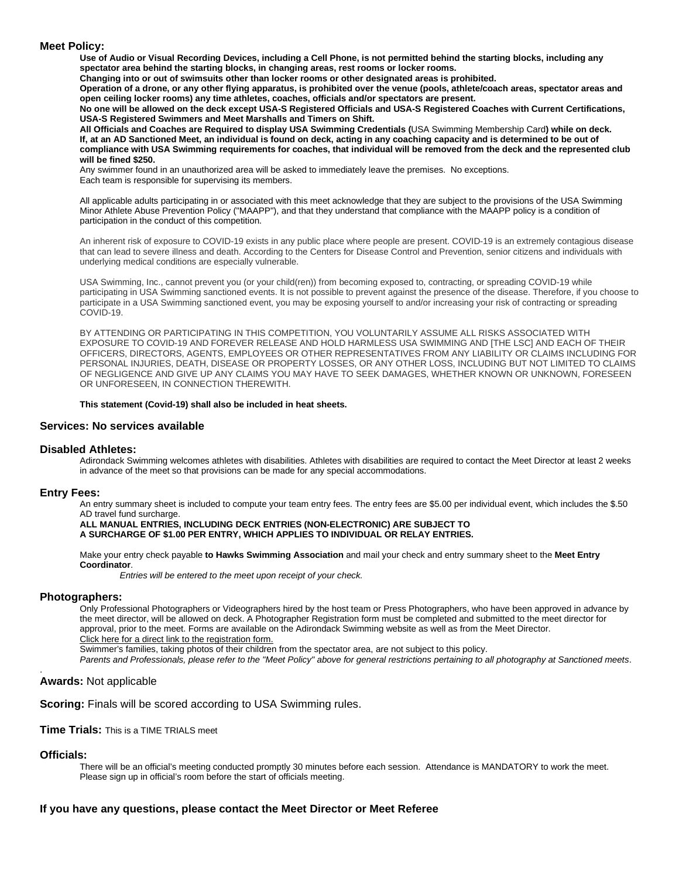## Meet Policy:

**Use of Audio or Visual Recording Devices, including a Cell Phone, is not permitted behind the starting blocks, including any spectator area behind the starting blocks, in changing areas, rest rooms or locker rooms.**
**Changing into or out of swimsuits other than locker rooms or other designated areas is prohibited.**
**Operation of a drone, or any other flying apparatus, is prohibited over the venue (pools, athlete/coach areas, spectator areas and open ceiling locker rooms) any time athletes, coaches, officials and/or spectators are present.**
**No one will be allowed on the deck except USA-S Registered Officials and USA-S Registered Coaches with Current Certifications, USA-S Registered Swimmers and Meet Marshalls and Timers on Shift.**
**All Officials and Coaches are Required to display USA Swimming Credentials (**USA Swimming Membership Card**) while on deck.**
**If, at an AD Sanctioned Meet, an individual is found on deck, acting in any coaching capacity and is determined to be out of compliance with USA Swimming requirements for coaches, that individual will be removed from the deck and the represented club will be fined $250.**
Any swimmer found in an unauthorized area will be asked to immediately leave the premises. No exceptions.
Each team is responsible for supervising its members.

All applicable adults participating in or associated with this meet acknowledge that they are subject to the provisions of the USA Swimming Minor Athlete Abuse Prevention Policy ("MAAPP"), and that they understand that compliance with the MAAPP policy is a condition of participation in the conduct of this competition.

An inherent risk of exposure to COVID-19 exists in any public place where people are present. COVID-19 is an extremely contagious disease that can lead to severe illness and death. According to the Centers for Disease Control and Prevention, senior citizens and individuals with underlying medical conditions are especially vulnerable.

USA Swimming, Inc., cannot prevent you (or your child(ren)) from becoming exposed to, contracting, or spreading COVID-19 while participating in USA Swimming sanctioned events. It is not possible to prevent against the presence of the disease. Therefore, if you choose to participate in a USA Swimming sanctioned event, you may be exposing yourself to and/or increasing your risk of contracting or spreading COVID-19.

BY ATTENDING OR PARTICIPATING IN THIS COMPETITION, YOU VOLUNTARILY ASSUME ALL RISKS ASSOCIATED WITH EXPOSURE TO COVID-19 AND FOREVER RELEASE AND HOLD HARMLESS USA SWIMMING AND [THE LSC] AND EACH OF THEIR OFFICERS, DIRECTORS, AGENTS, EMPLOYEES OR OTHER REPRESENTATIVES FROM ANY LIABILITY OR CLAIMS INCLUDING FOR PERSONAL INJURIES, DEATH, DISEASE OR PROPERTY LOSSES, OR ANY OTHER LOSS, INCLUDING BUT NOT LIMITED TO CLAIMS OF NEGLIGENCE AND GIVE UP ANY CLAIMS YOU MAY HAVE TO SEEK DAMAGES, WHETHER KNOWN OR UNKNOWN, FORESEEN OR UNFORESEEN, IN CONNECTION THEREWITH.

**This statement (Covid-19) shall also be included in heat sheets.**

## Services: No services available

## Disabled Athletes:

Adirondack Swimming welcomes athletes with disabilities. Athletes with disabilities are required to contact the Meet Director at least 2 weeks in advance of the meet so that provisions can be made for any special accommodations.

## Entry Fees:

An entry summary sheet is included to compute your team entry fees. The entry fees are $5.00 per individual event, which includes the $.50 AD travel fund surcharge.
**ALL MANUAL ENTRIES, INCLUDING DECK ENTRIES (NON-ELECTRONIC) ARE SUBJECT TO A SURCHARGE OF $1.00 PER ENTRY, WHICH APPLIES TO INDIVIDUAL OR RELAY ENTRIES.**

Make your entry check payable **to Hawks Swimming Association** and mail your check and entry summary sheet to the **Meet Entry Coordinator**.

*Entries will be entered to the meet upon receipt of your check.*

## Photographers:

Only Professional Photographers or Videographers hired by the host team or Press Photographers, who have been approved in advance by the meet director, will be allowed on deck. A Photographer Registration form must be completed and submitted to the meet director for approval, prior to the meet. Forms are available on the Adirondack Swimming website as well as from the Meet Director.
Click here for a direct link to the registration form.
Swimmer's families, taking photos of their children from the spectator area, are not subject to this policy.
*Parents and Professionals, please refer to the "Meet Policy" above for general restrictions pertaining to all photography at Sanctioned meets*.

**Awards:** Not applicable

**Scoring:** Finals will be scored according to USA Swimming rules.

**Time Trials:** This is a TIME TRIALS meet

## Officials:

There will be an official's meeting conducted promptly 30 minutes before each session. Attendance is MANDATORY to work the meet. Please sign up in official's room before the start of officials meeting.

**If you have any questions, please contact the Meet Director or Meet Referee**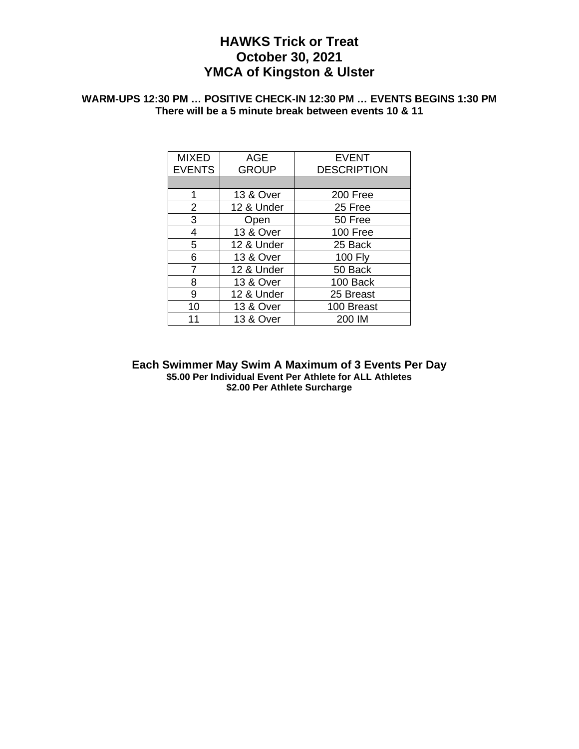# HAWKS Trick or Treat
# October 30, 2021
# YMCA of Kingston & Ulster

**WARM-UPS 12:30 PM … POSITIVE CHECK-IN 12:30 PM … EVENTS BEGINS 1:30 PM**
**There will be a 5 minute break between events 10 & 11**

| MIXED EVENTS | AGE GROUP | EVENT DESCRIPTION |
|---|---|---|
| | | |
| 1 | 13 & Over | 200 Free |
| 2 | 12 & Under | 25 Free |
| 3 | Open | 50 Free |
| 4 | 13 & Over | 100 Free |
| 5 | 12 & Under | 25 Back |
| 6 | 13 & Over | 100 Fly |
| 7 | 12 & Under | 50 Back |
| 8 | 13 & Over | 100 Back |
| 9 | 12 & Under | 25 Breast |
| 10 | 13 & Over | 100 Breast |
| 11 | 13 & Over | 200 IM |

**Each Swimmer May Swim A Maximum of 3 Events Per Day**
**$5.00 Per Individual Event Per Athlete for ALL Athletes**
**$2.00 Per Athlete Surcharge**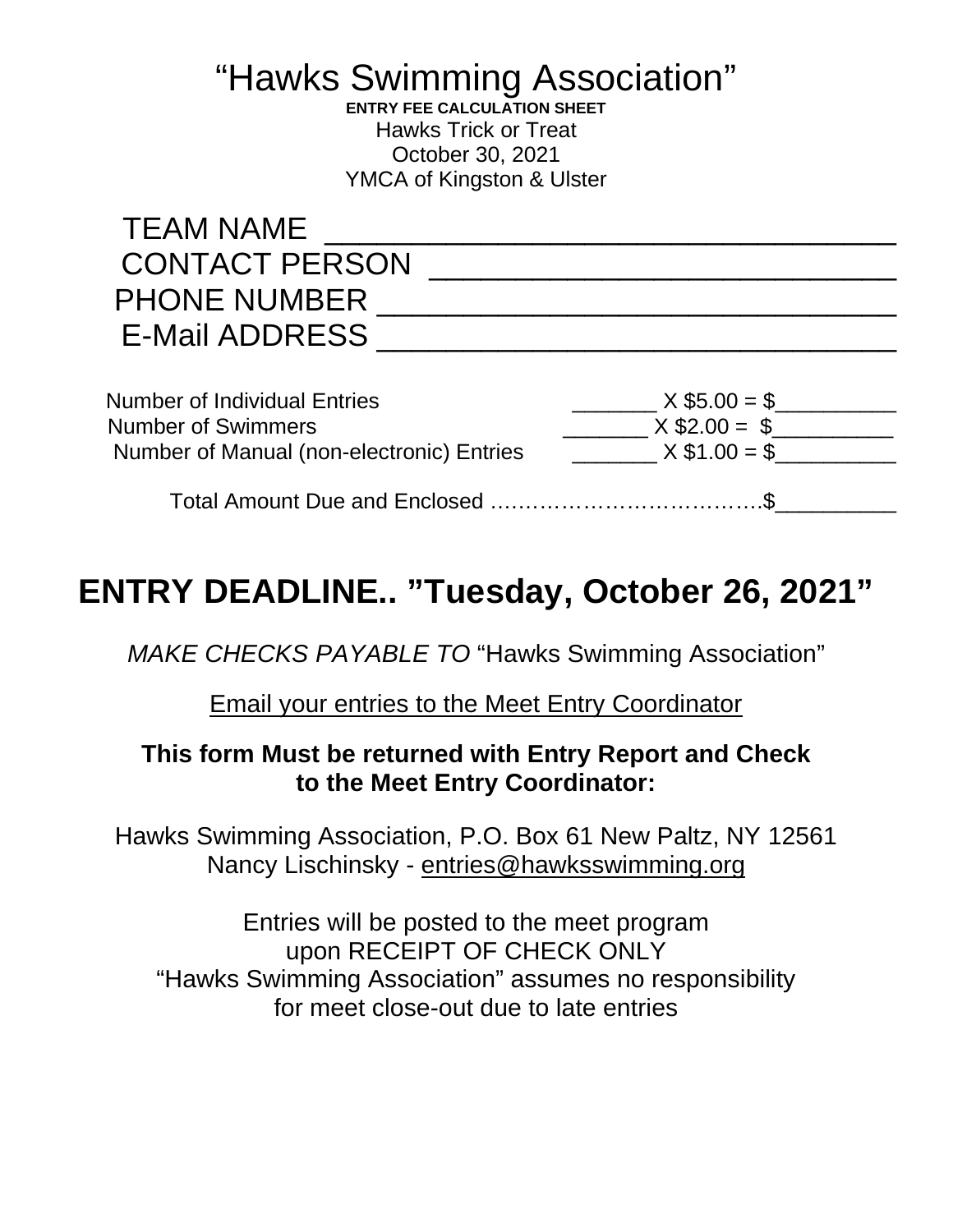# “Hawks Swimming Association”

**ENTRY FEE CALCULATION SHEET**

Hawks Trick or Treat
October 30, 2021
YMCA of Kingston & Ulster

TEAM NAME ________________________________

CONTACT PERSON ___________________________

PHONE NUMBER _____________________________

E-Mail ADDRESS _____________________________

| | |
|---|---|
| Number of Individual Entries | _______ X $5.00 = $__________ |
| Number of Swimmers | _______ X $2.00 = $__________ |
| Number of Manual (non-electronic) Entries | _______ X $1.00 = $__________ |

Total Amount Due and Enclosed ……………………………….$__________

## ENTRY DEADLINE.. ”Tuesday, October 26, 2021”

*MAKE CHECKS PAYABLE TO* “Hawks Swimming Association”

Email your entries to the Meet Entry Coordinator

**This form Must be returned with Entry Report and Check to the Meet Entry Coordinator:**

Hawks Swimming Association, P.O. Box 61 New Paltz, NY 12561
Nancy Lischinsky - entries@hawksswimming.org

Entries will be posted to the meet program
upon RECEIPT OF CHECK ONLY
“Hawks Swimming Association” assumes no responsibility
for meet close-out due to late entries